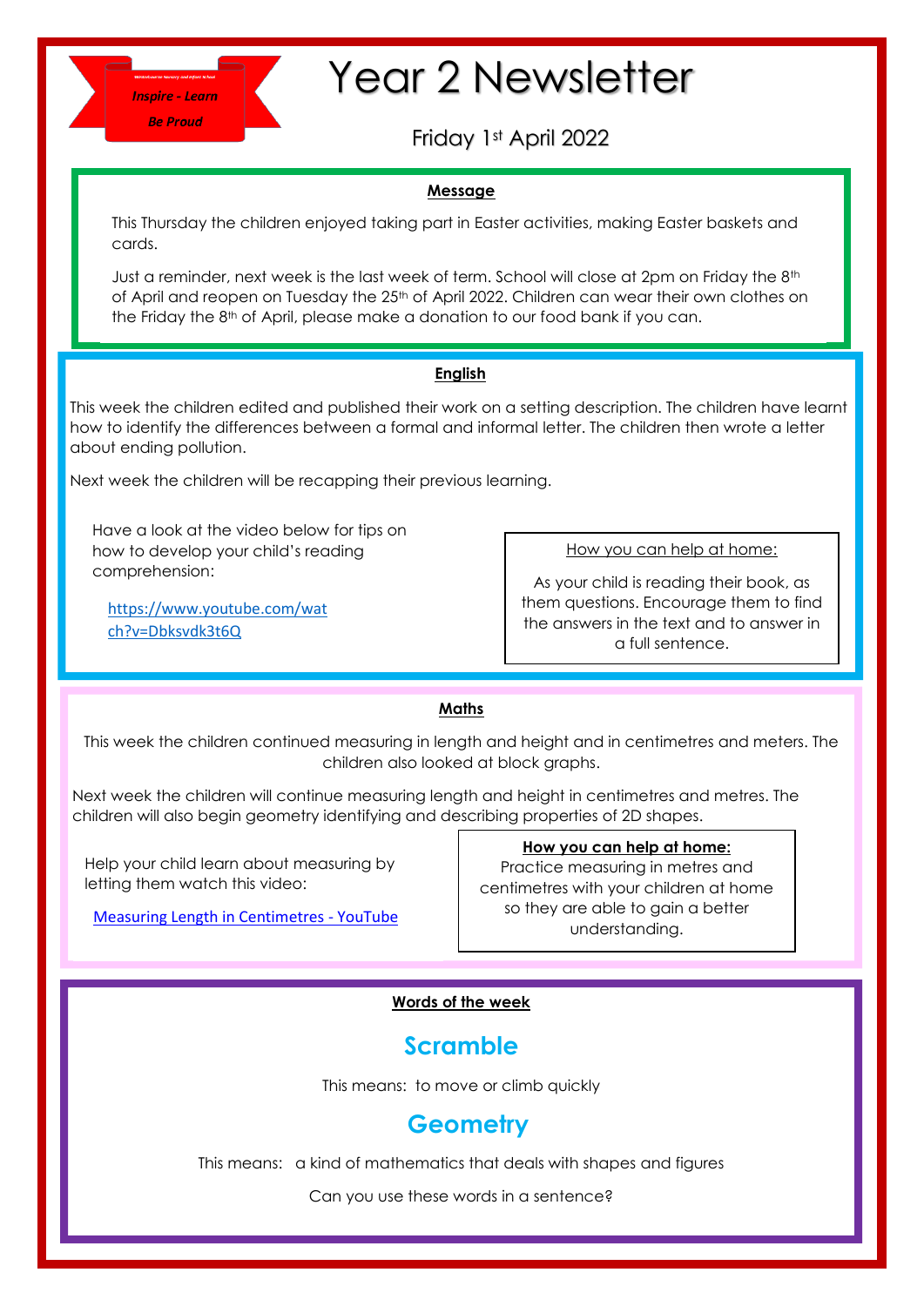Inspire - Learn

Be Proud

# Year 2 Newsletter

Friday 1st April 2022

## Message

This Thursday the children enjoyed taking part in Easter activities, making Easter baskets and cards.

Just a reminder, next week is the last week of term. School will close at 2pm on Friday the 8th of April and reopen on Tuesday the 25th of April 2022. Children can wear their own clothes on the Friday the 8th of April, please make a donation to our food bank if you can.

## English

This week the children edited and published their work on a setting description. The children have learnt how to identify the differences between a formal and informal letter. The children then wrote a letter about ending pollution.

Next week the children will be recapping their previous learning.

Have a look at the video below for tips on how to develop your child's reading comprehension:

https://www.youtube.com/watch?v=Dbksvdk3t6Q

How you can help at home:

As your child is reading their book, as them questions. Encourage them to find the answers in the text and to answer in a full sentence.

## Maths

This week the children continued measuring in length and height and in centimetres and meters. The children also looked at block graphs.

Next week the children will continue measuring length and height in centimetres and metres. The children will also begin geometry identifying and describing properties of 2D shapes.

Help your child learn about measuring by letting them watch this video:

Measuring Length in Centimetres - YouTube

**How you can help at home:**
Practice measuring in metres and centimetres with your children at home so they are able to gain a better understanding.

## Words of the week

### Scramble

This means: to move or climb quickly

### Geometry

This means: a kind of mathematics that deals with shapes and figures

Can you use these words in a sentence?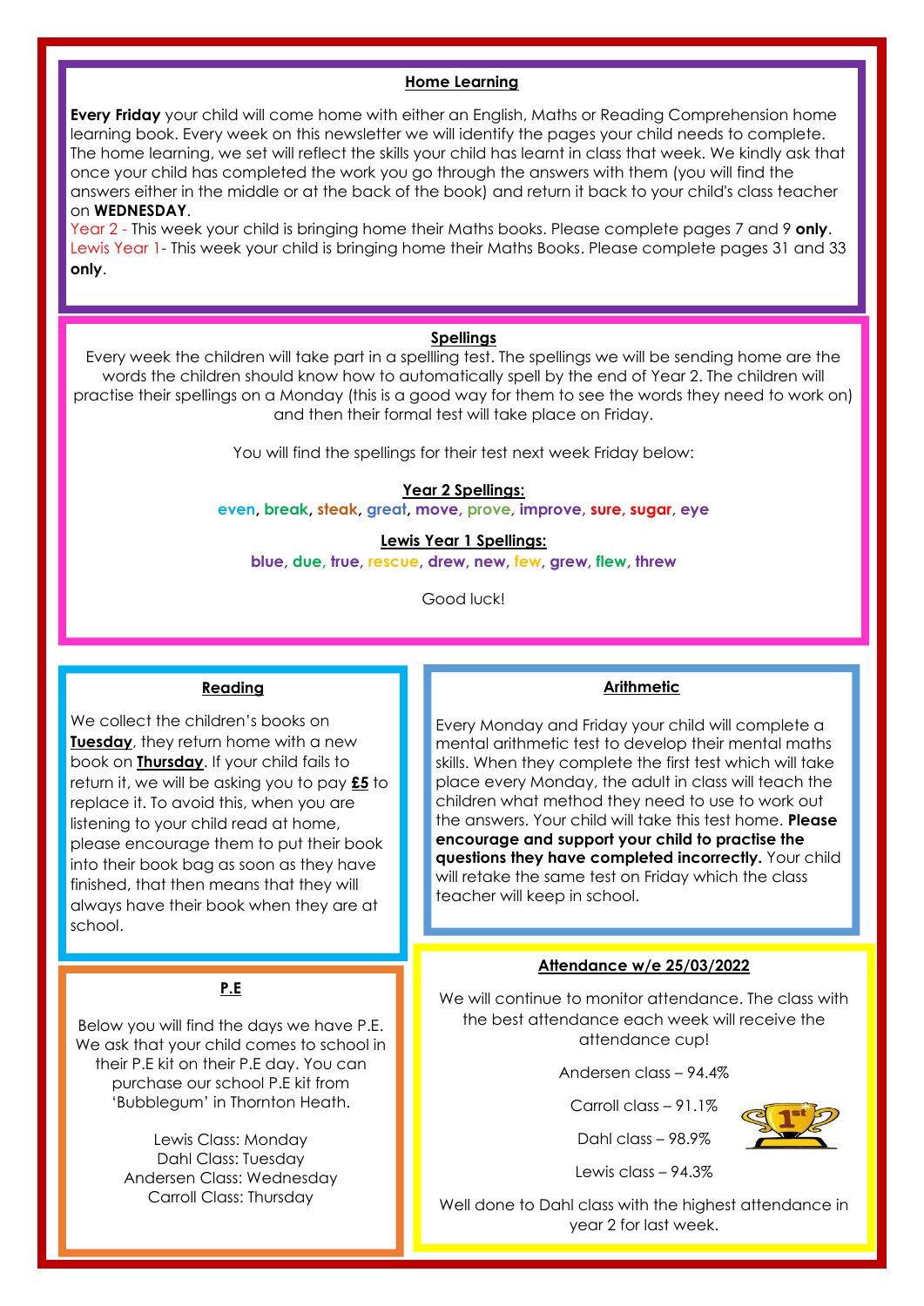## Home Learning

**Every Friday** your child will come home with either an English, Maths or Reading Comprehension home learning book. Every week on this newsletter we will identify the pages your child needs to complete. The home learning, we set will reflect the skills your child has learnt in class that week. We kindly ask that once your child has completed the work you go through the answers with them (you will find the answers either in the middle or at the back of the book) and return it back to your child's class teacher on **WEDNESDAY**.

Year 2 - This week your child is bringing home their Maths books. Please complete pages 7 and 9 **only**.

Lewis Year 1- This week your child is bringing home their Maths Books. Please complete pages 31 and 33 **only**.

## Spellings

Every week the children will take part in a spellling test. The spellings we will be sending home are the words the children should know how to automatically spell by the end of Year 2. The children will practise their spellings on a Monday (this is a good way for them to see the words they need to work on) and then their formal test will take place on Friday.

You will find the spellings for their test next week Friday below:

**Year 2 Spellings:**

**even, break, steak, great, move, prove, improve, sure, sugar, eye**

**Lewis Year 1 Spellings:**

**blue, due, true, rescue, drew, new, few, grew, flew, threw**

Good luck!

## Reading

We collect the children's books on **Tuesday**, they return home with a new book on **Thursday**. If your child fails to return it, we will be asking you to pay **£5** to replace it. To avoid this, when you are listening to your child read at home, please encourage them to put their book into their book bag as soon as they have finished, that then means that they will always have their book when they are at school.

## Arithmetic

Every Monday and Friday your child will complete a mental arithmetic test to develop their mental maths skills. When they complete the first test which will take place every Monday, the adult in class will teach the children what method they need to use to work out the answers. Your child will take this test home. **Please encourage and support your child to practise the questions they have completed incorrectly.** Your child will retake the same test on Friday which the class teacher will keep in school.

## P.E

Below you will find the days we have P.E. We ask that your child comes to school in their P.E kit on their P.E day. You can purchase our school P.E kit from 'Bubblegum' in Thornton Heath.

Lewis Class: Monday
Dahl Class: Tuesday
Andersen Class: Wednesday
Carroll Class: Thursday

## Attendance w/e 25/03/2022

We will continue to monitor attendance. The class with the best attendance each week will receive the attendance cup!

Andersen class – 94.4%

Carroll class – 91.1%

Dahl class – 98.9%

Lewis class – 94.3%

Well done to Dahl class with the highest attendance in year 2 for last week.